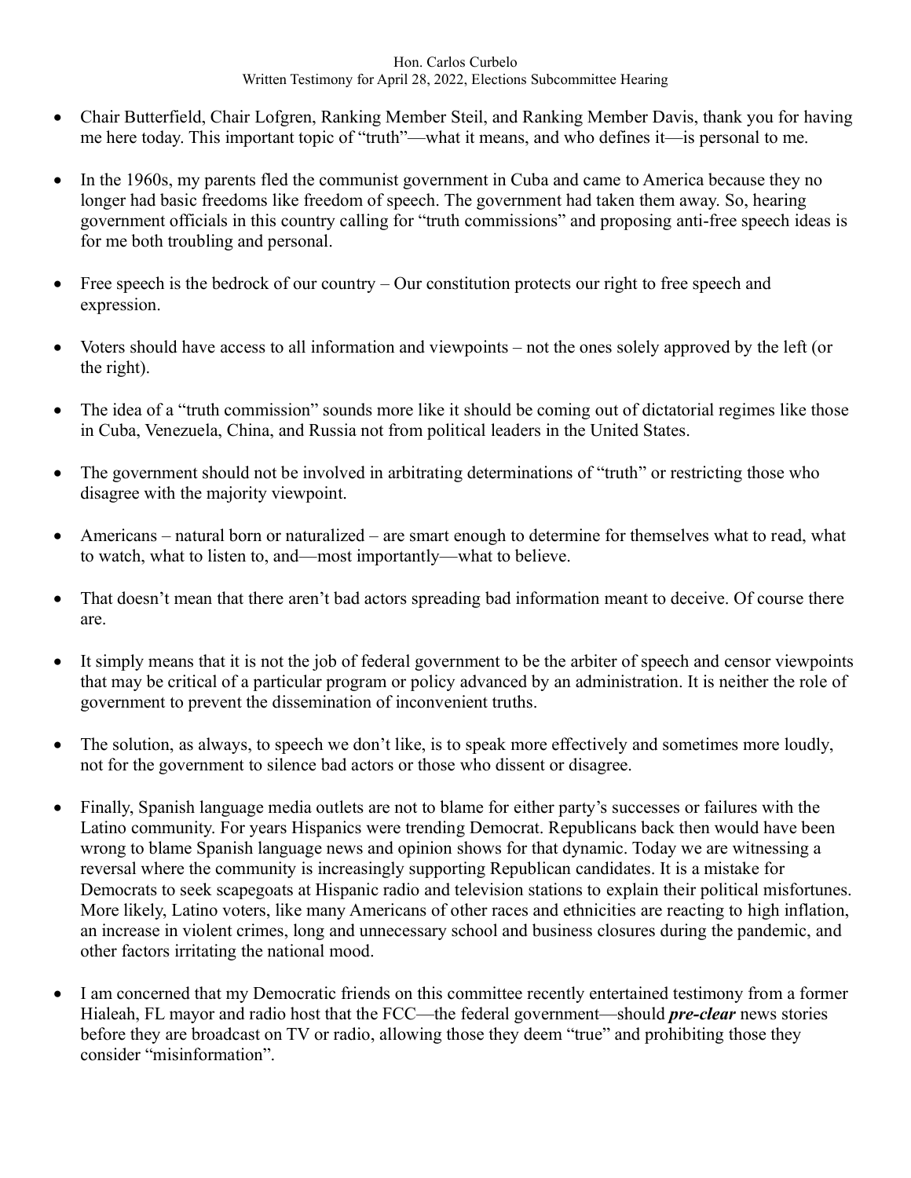Hon. Carlos Curbelo
Written Testimony for April 28, 2022, Elections Subcommittee Hearing

- Chair Butterfield, Chair Lofgren, Ranking Member Steil, and Ranking Member Davis, thank you for having me here today. This important topic of "truth"—what it means, and who defines it—is personal to me.

- In the 1960s, my parents fled the communist government in Cuba and came to America because they no longer had basic freedoms like freedom of speech. The government had taken them away. So, hearing government officials in this country calling for "truth commissions" and proposing anti-free speech ideas is for me both troubling and personal.

- Free speech is the bedrock of our country – Our constitution protects our right to free speech and expression.

- Voters should have access to all information and viewpoints – not the ones solely approved by the left (or the right).

- The idea of a "truth commission" sounds more like it should be coming out of dictatorial regimes like those in Cuba, Venezuela, China, and Russia not from political leaders in the United States.

- The government should not be involved in arbitrating determinations of "truth" or restricting those who disagree with the majority viewpoint.

- Americans – natural born or naturalized – are smart enough to determine for themselves what to read, what to watch, what to listen to, and—most importantly—what to believe.

- That doesn't mean that there aren't bad actors spreading bad information meant to deceive. Of course there are.

- It simply means that it is not the job of federal government to be the arbiter of speech and censor viewpoints that may be critical of a particular program or policy advanced by an administration. It is neither the role of government to prevent the dissemination of inconvenient truths.

- The solution, as always, to speech we don't like, is to speak more effectively and sometimes more loudly, not for the government to silence bad actors or those who dissent or disagree.

- Finally, Spanish language media outlets are not to blame for either party's successes or failures with the Latino community. For years Hispanics were trending Democrat. Republicans back then would have been wrong to blame Spanish language news and opinion shows for that dynamic. Today we are witnessing a reversal where the community is increasingly supporting Republican candidates. It is a mistake for Democrats to seek scapegoats at Hispanic radio and television stations to explain their political misfortunes. More likely, Latino voters, like many Americans of other races and ethnicities are reacting to high inflation, an increase in violent crimes, long and unnecessary school and business closures during the pandemic, and other factors irritating the national mood.

- I am concerned that my Democratic friends on this committee recently entertained testimony from a former Hialeah, FL mayor and radio host that the FCC—the federal government—should ***pre-clear*** news stories before they are broadcast on TV or radio, allowing those they deem "true" and prohibiting those they consider "misinformation".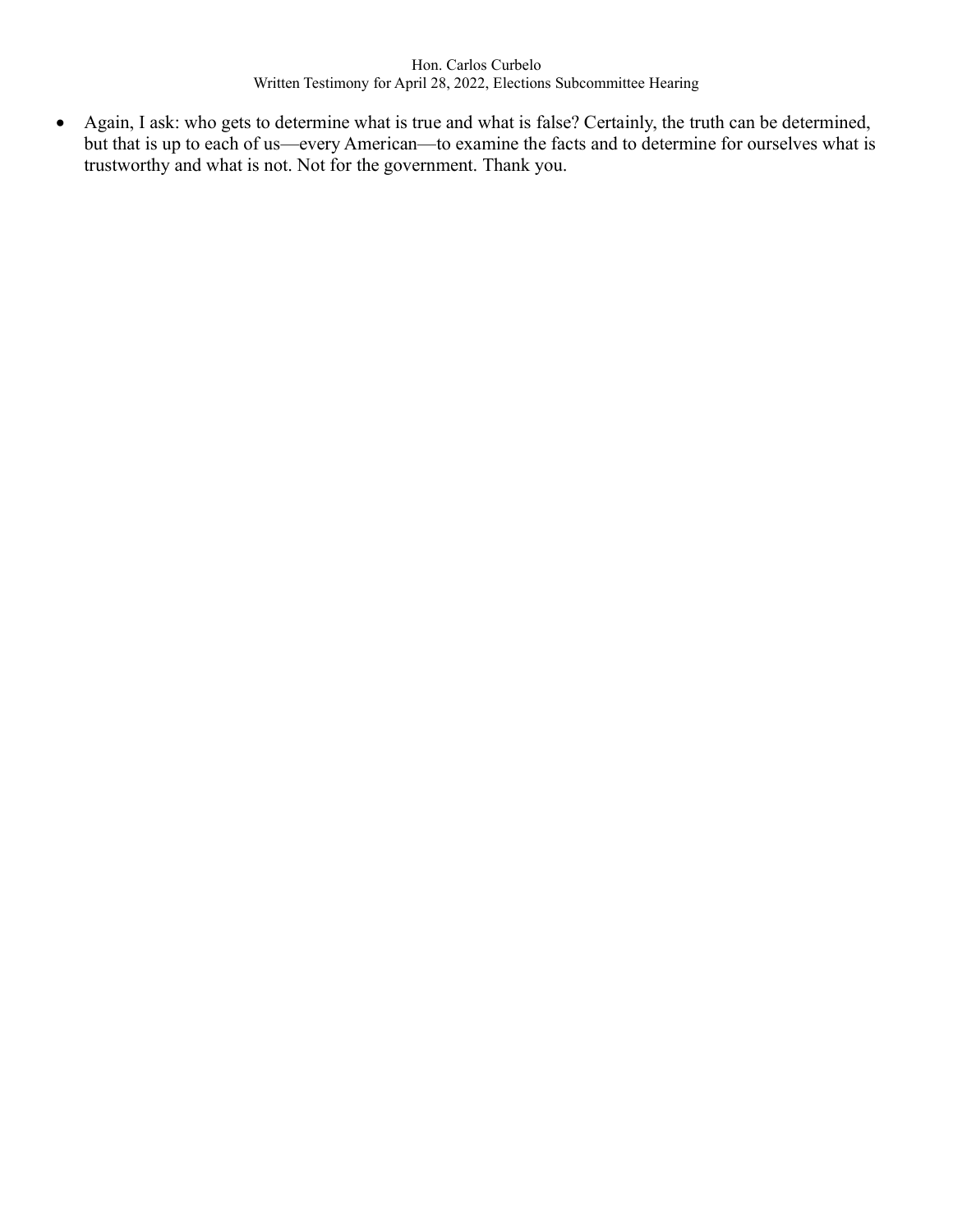- Again, I ask: who gets to determine what is true and what is false? Certainly, the truth can be determined, but that is up to each of us—every American—to examine the facts and to determine for ourselves what is trustworthy and what is not. Not for the government. Thank you.